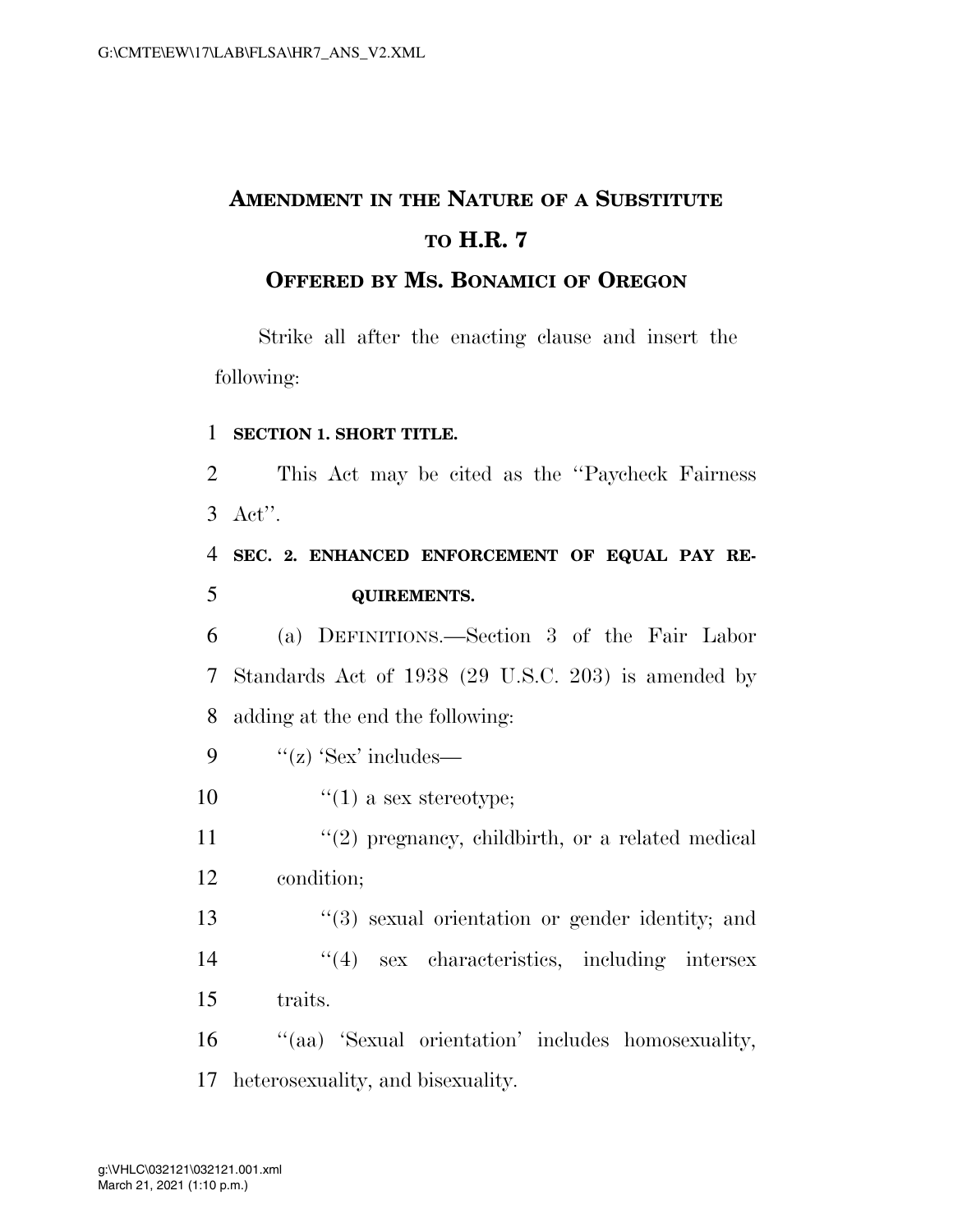# Amendment in the Nature of a Substitute to H.R. 7

## Offered by Ms. Bonamici of Oregon

Strike all after the enacting clause and insert the following:

**SECTION 1. SHORT TITLE.**

This Act may be cited as the ''Paycheck Fairness Act''.

**SEC. 2. ENHANCED ENFORCEMENT OF EQUAL PAY REQUIREMENTS.**

(a) DEFINITIONS.—Section 3 of the Fair Labor Standards Act of 1938 (29 U.S.C. 203) is amended by adding at the end the following:

''(z) 'Sex' includes—

''(1) a sex stereotype;

''(2) pregnancy, childbirth, or a related medical condition;

''(3) sexual orientation or gender identity; and

''(4) sex characteristics, including intersex traits.

''(aa) 'Sexual orientation' includes homosexuality, heterosexuality, and bisexuality.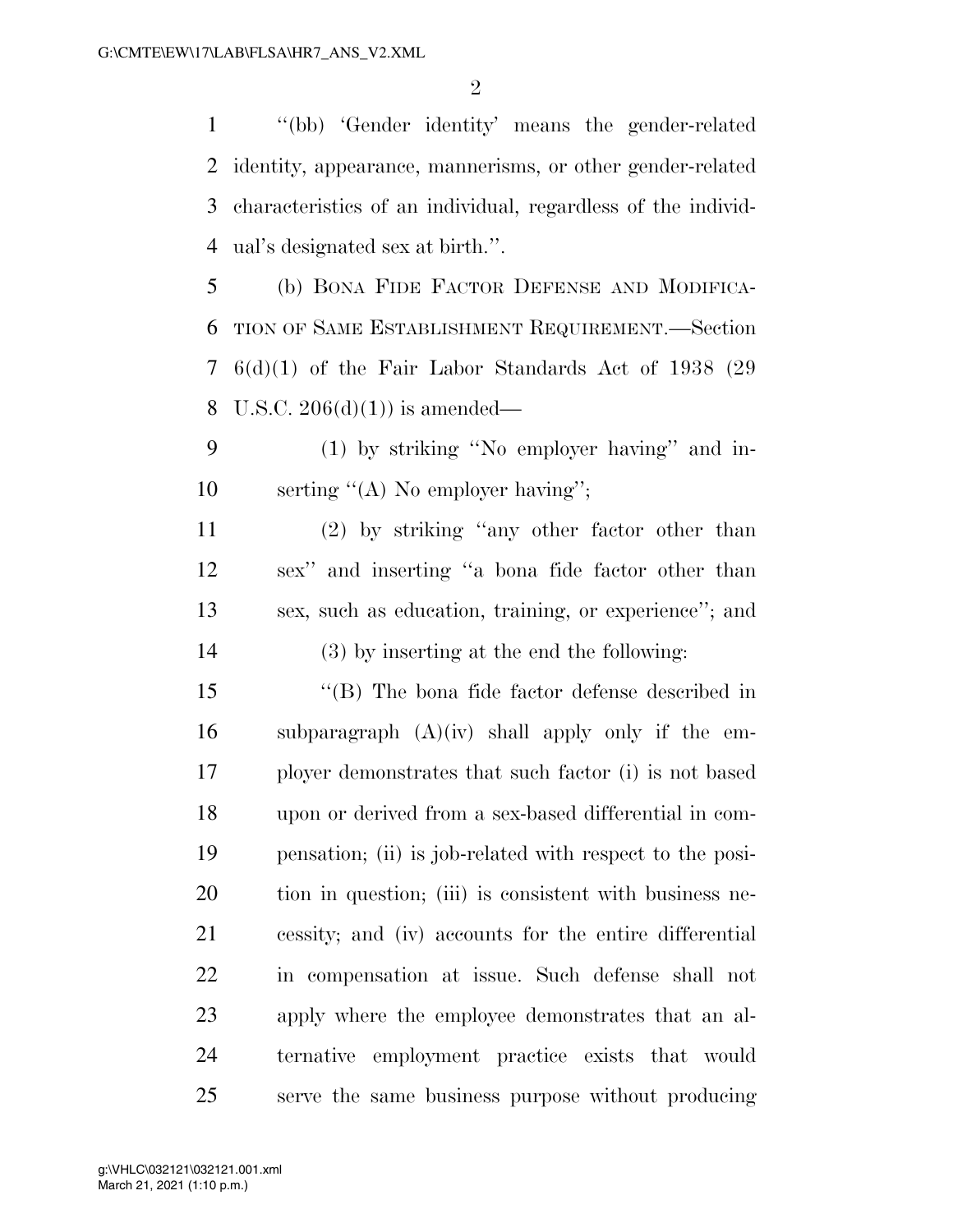"(bb) 'Gender identity' means the gender-related identity, appearance, mannerisms, or other gender-related characteristics of an individual, regardless of the individual's designated sex at birth.".

(b) BONA FIDE FACTOR DEFENSE AND MODIFICATION OF SAME ESTABLISHMENT REQUIREMENT.—Section 6(d)(1) of the Fair Labor Standards Act of 1938 (29 U.S.C. 206(d)(1)) is amended—

(1) by striking "No employer having" and inserting "(A) No employer having";

(2) by striking "any other factor other than sex" and inserting "a bona fide factor other than sex, such as education, training, or experience"; and

(3) by inserting at the end the following:

"(B) The bona fide factor defense described in subparagraph (A)(iv) shall apply only if the employer demonstrates that such factor (i) is not based upon or derived from a sex-based differential in compensation; (ii) is job-related with respect to the position in question; (iii) is consistent with business necessity; and (iv) accounts for the entire differential in compensation at issue. Such defense shall not apply where the employee demonstrates that an alternative employment practice exists that would serve the same business purpose without producing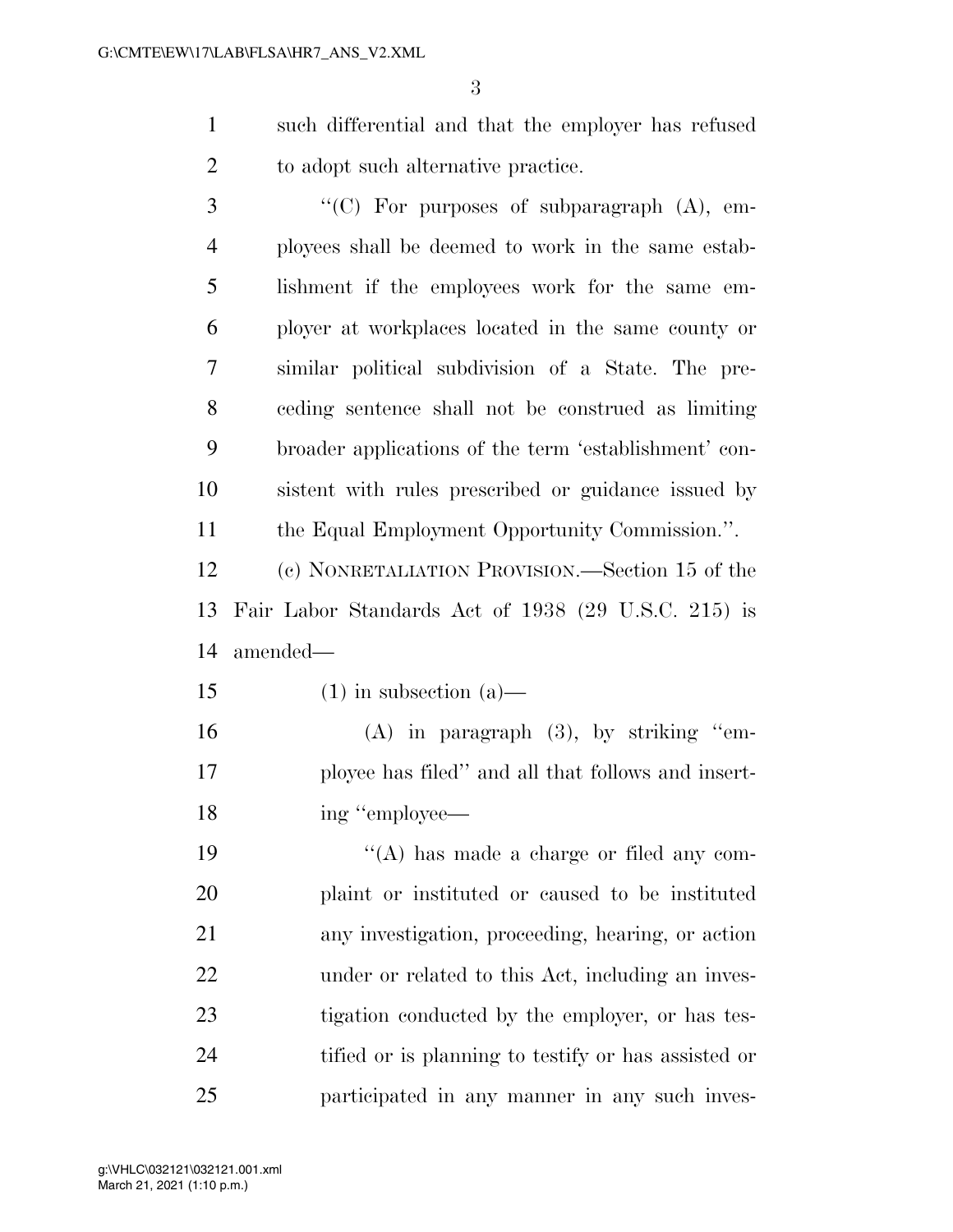such differential and that the employer has refused to adopt such alternative practice.

"(C) For purposes of subparagraph (A), employees shall be deemed to work in the same establishment if the employees work for the same employer at workplaces located in the same county or similar political subdivision of a State. The preceding sentence shall not be construed as limiting broader applications of the term 'establishment' consistent with rules prescribed or guidance issued by the Equal Employment Opportunity Commission.".

(c) NONRETALIATION PROVISION.—Section 15 of the Fair Labor Standards Act of 1938 (29 U.S.C. 215) is amended—

(1) in subsection (a)—

(A) in paragraph (3), by striking "employee has filed" and all that follows and inserting "employee—

"(A) has made a charge or filed any complaint or instituted or caused to be instituted any investigation, proceeding, hearing, or action under or related to this Act, including an investigation conducted by the employer, or has testified or is planning to testify or has assisted or participated in any manner in any such inves-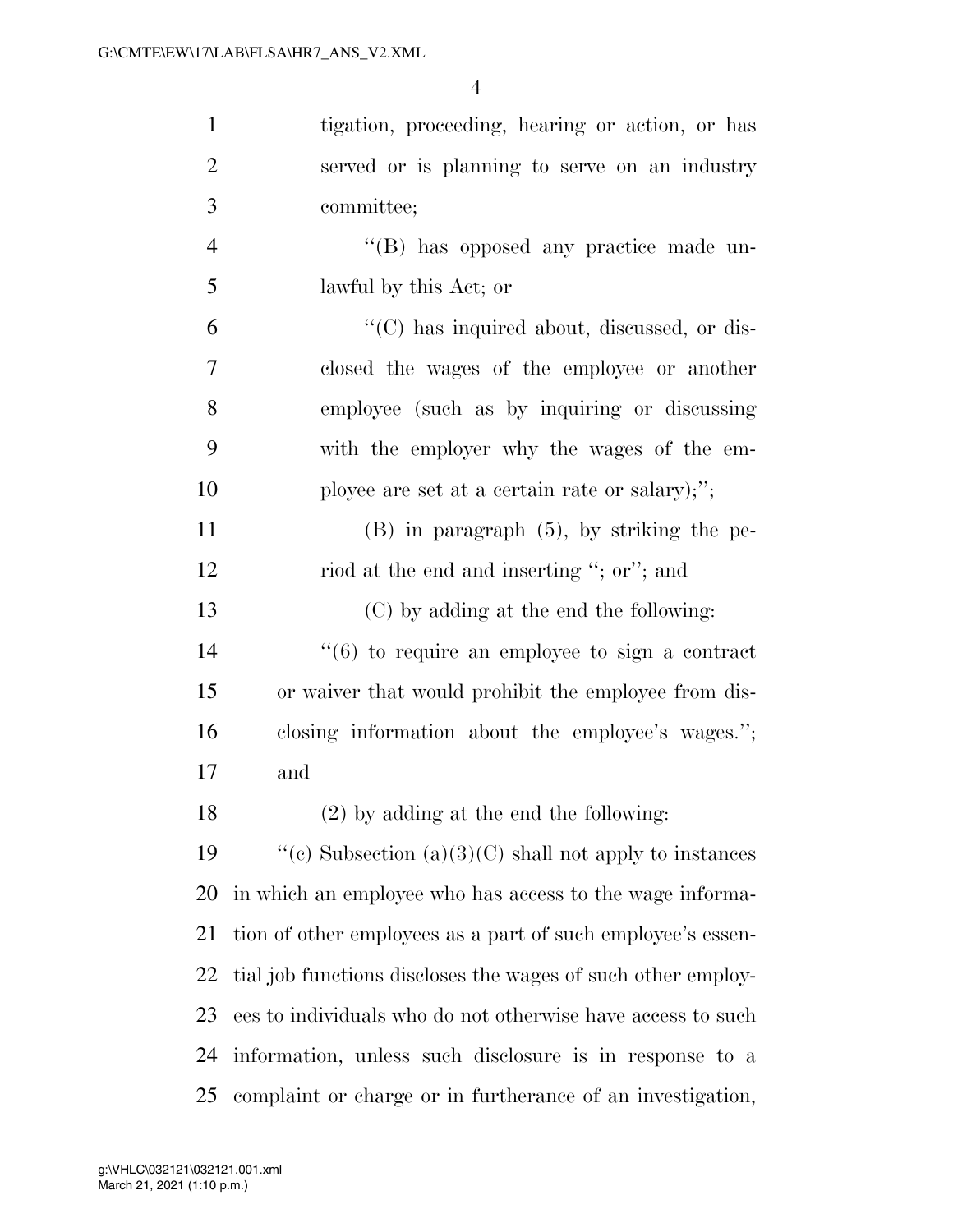tigation, proceeding, hearing or action, or has served or is planning to serve on an industry committee;

"(B) has opposed any practice made unlawful by this Act; or

"(C) has inquired about, discussed, or disclosed the wages of the employee or another employee (such as by inquiring or discussing with the employer why the wages of the employee are set at a certain rate or salary);";

(B) in paragraph (5), by striking the period at the end and inserting "; or"; and

(C) by adding at the end the following:

"(6) to require an employee to sign a contract or waiver that would prohibit the employee from disclosing information about the employee's wages."; and

(2) by adding at the end the following:

"(c) Subsection (a)(3)(C) shall not apply to instances in which an employee who has access to the wage information of other employees as a part of such employee's essential job functions discloses the wages of such other employees to individuals who do not otherwise have access to such information, unless such disclosure is in response to a complaint or charge or in furtherance of an investigation,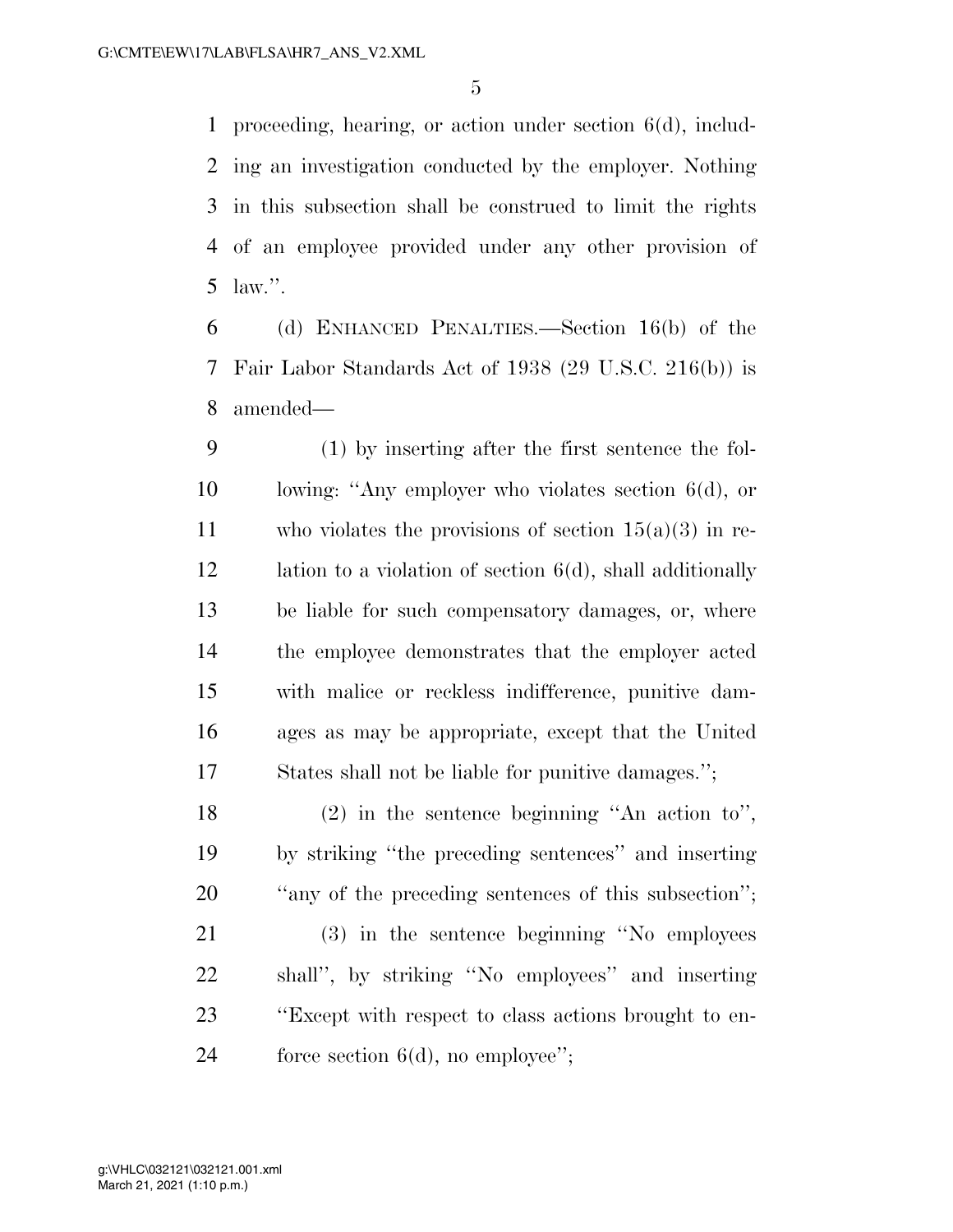proceeding, hearing, or action under section 6(d), including an investigation conducted by the employer. Nothing in this subsection shall be construed to limit the rights of an employee provided under any other provision of law.''.

(d) ENHANCED PENALTIES.—Section 16(b) of the Fair Labor Standards Act of 1938 (29 U.S.C. 216(b)) is amended—

(1) by inserting after the first sentence the following: ''Any employer who violates section 6(d), or who violates the provisions of section 15(a)(3) in relation to a violation of section 6(d), shall additionally be liable for such compensatory damages, or, where the employee demonstrates that the employer acted with malice or reckless indifference, punitive damages as may be appropriate, except that the United States shall not be liable for punitive damages.'';

(2) in the sentence beginning ''An action to'', by striking ''the preceding sentences'' and inserting ''any of the preceding sentences of this subsection'';

(3) in the sentence beginning ''No employees shall'', by striking ''No employees'' and inserting ''Except with respect to class actions brought to enforce section 6(d), no employee'';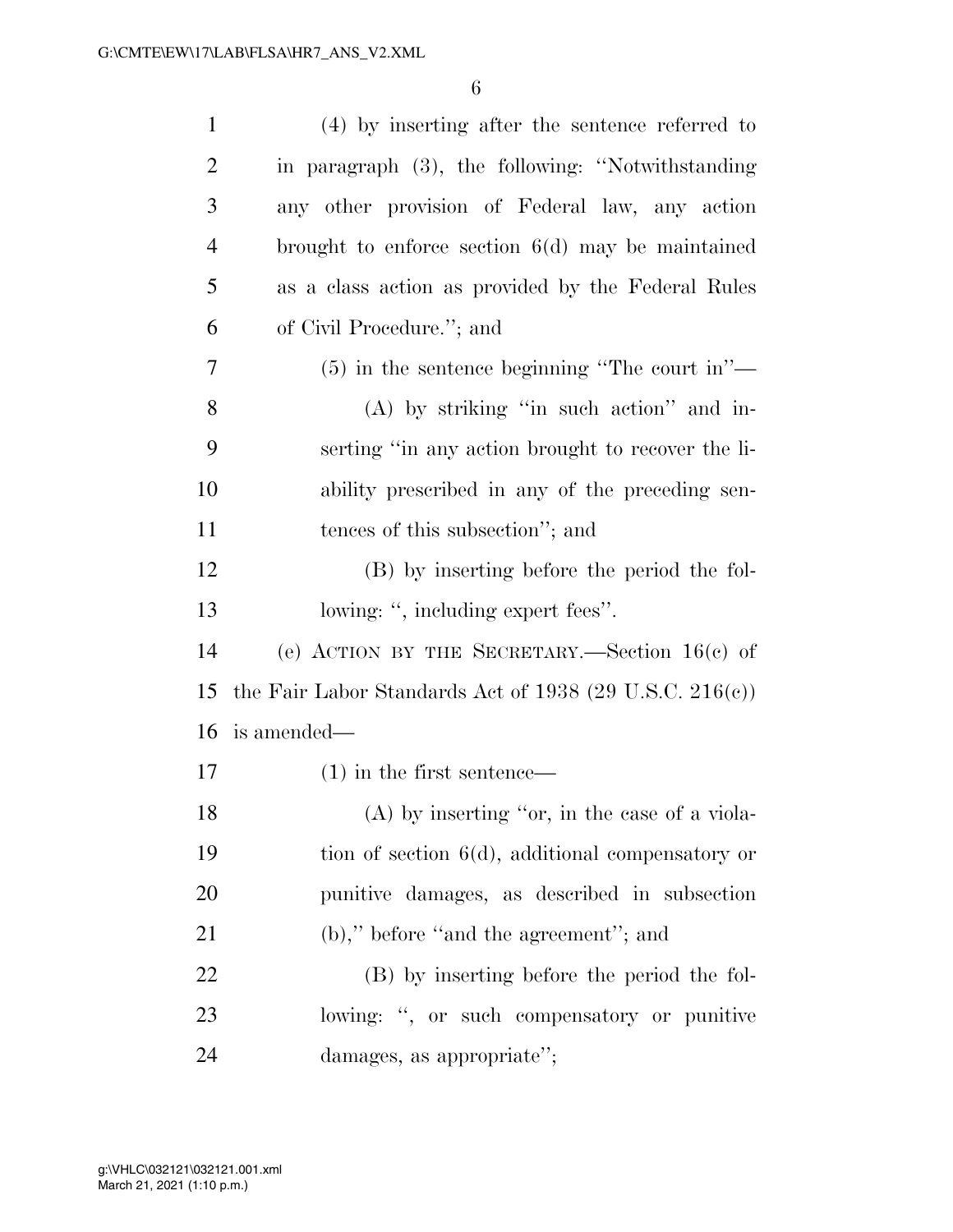(4) by inserting after the sentence referred to in paragraph (3), the following: "Notwithstanding any other provision of Federal law, any action brought to enforce section 6(d) may be maintained as a class action as provided by the Federal Rules of Civil Procedure."; and

(5) in the sentence beginning "The court in"—

(A) by striking "in such action" and inserting "in any action brought to recover the liability prescribed in any of the preceding sentences of this subsection"; and

(B) by inserting before the period the following: ", including expert fees".

(e) ACTION BY THE SECRETARY.—Section 16(c) of the Fair Labor Standards Act of 1938 (29 U.S.C. 216(c)) is amended—

(1) in the first sentence—

(A) by inserting "or, in the case of a violation of section 6(d), additional compensatory or punitive damages, as described in subsection (b)," before "and the agreement"; and

(B) by inserting before the period the following: ", or such compensatory or punitive damages, as appropriate";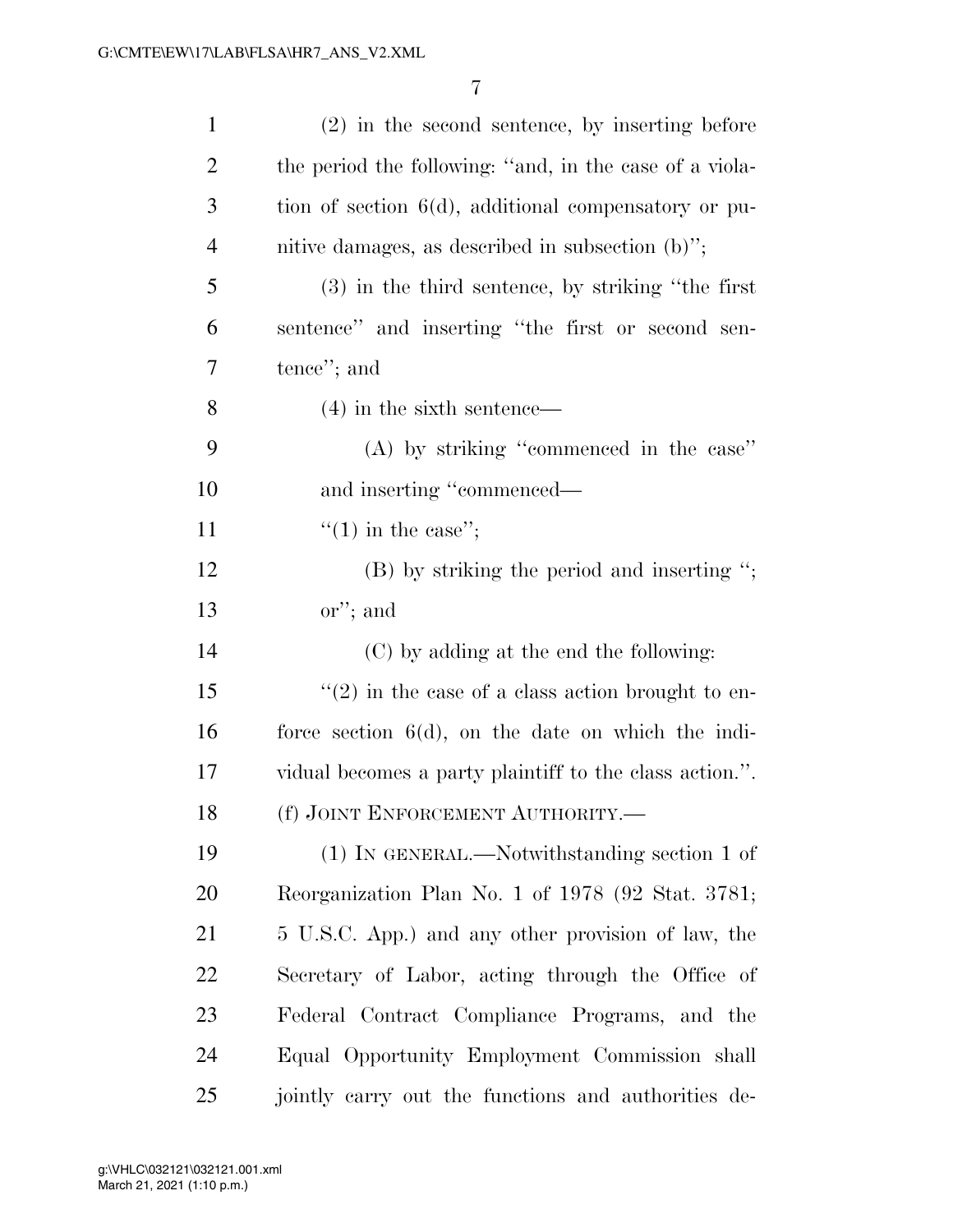(2) in the second sentence, by inserting before the period the following: ''and, in the case of a violation of section 6(d), additional compensatory or punitive damages, as described in subsection (b)'';

(3) in the third sentence, by striking ''the first sentence'' and inserting ''the first or second sentence''; and

(4) in the sixth sentence—

(A) by striking ''commenced in the case'' and inserting ''commenced—

''(1) in the case'';

(B) by striking the period and inserting ''; or''; and

(C) by adding at the end the following:

''(2) in the case of a class action brought to enforce section 6(d), on the date on which the individual becomes a party plaintiff to the class action.''.

(f) JOINT ENFORCEMENT AUTHORITY.—

(1) IN GENERAL.—Notwithstanding section 1 of Reorganization Plan No. 1 of 1978 (92 Stat. 3781; 5 U.S.C. App.) and any other provision of law, the Secretary of Labor, acting through the Office of Federal Contract Compliance Programs, and the Equal Opportunity Employment Commission shall jointly carry out the functions and authorities de-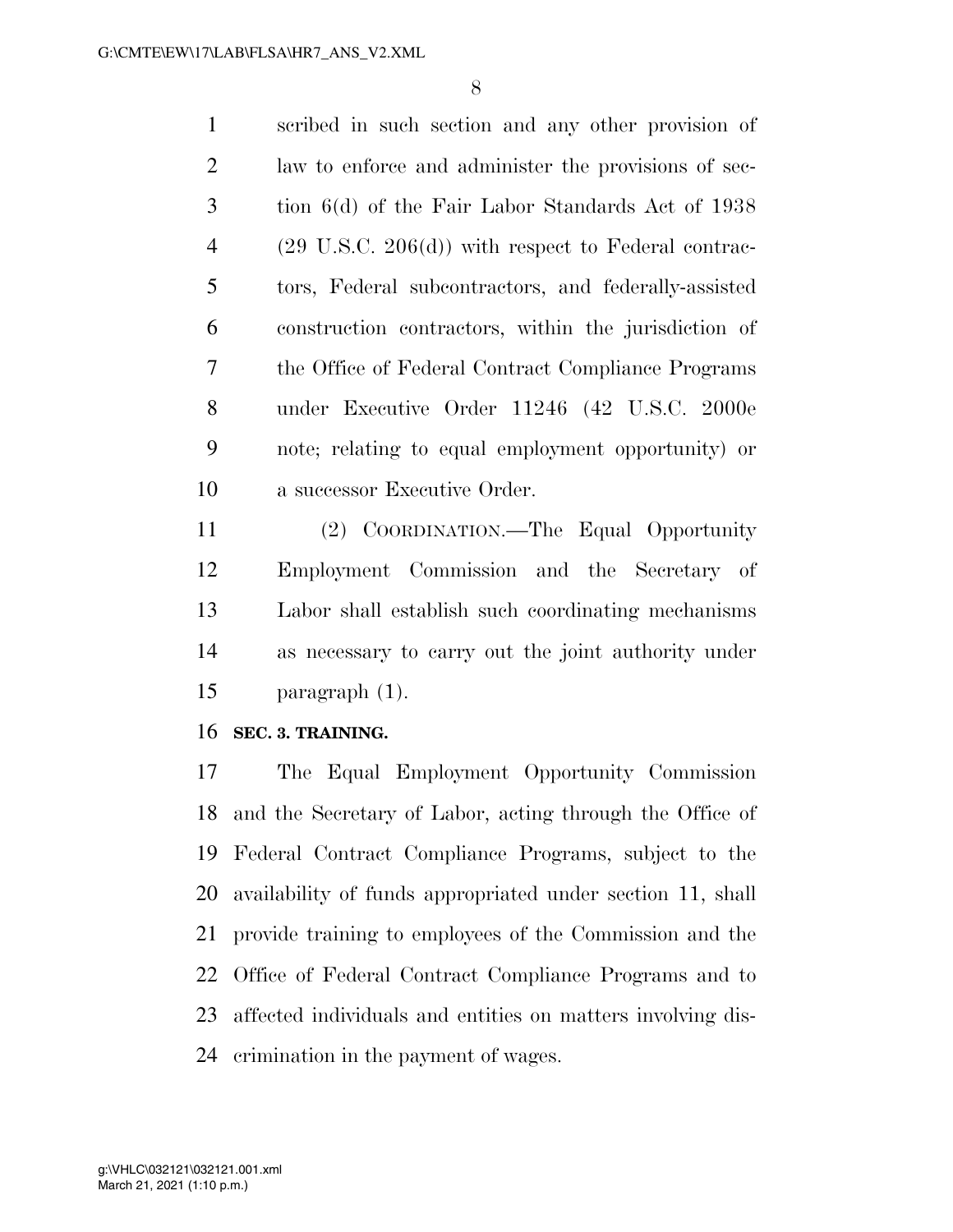scribed in such section and any other provision of law to enforce and administer the provisions of section 6(d) of the Fair Labor Standards Act of 1938 (29 U.S.C. 206(d)) with respect to Federal contractors, Federal subcontractors, and federally-assisted construction contractors, within the jurisdiction of the Office of Federal Contract Compliance Programs under Executive Order 11246 (42 U.S.C. 2000e note; relating to equal employment opportunity) or a successor Executive Order.

(2) COORDINATION.—The Equal Opportunity Employment Commission and the Secretary of Labor shall establish such coordinating mechanisms as necessary to carry out the joint authority under paragraph (1).

**SEC. 3. TRAINING.**

The Equal Employment Opportunity Commission and the Secretary of Labor, acting through the Office of Federal Contract Compliance Programs, subject to the availability of funds appropriated under section 11, shall provide training to employees of the Commission and the Office of Federal Contract Compliance Programs and to affected individuals and entities on matters involving discrimination in the payment of wages.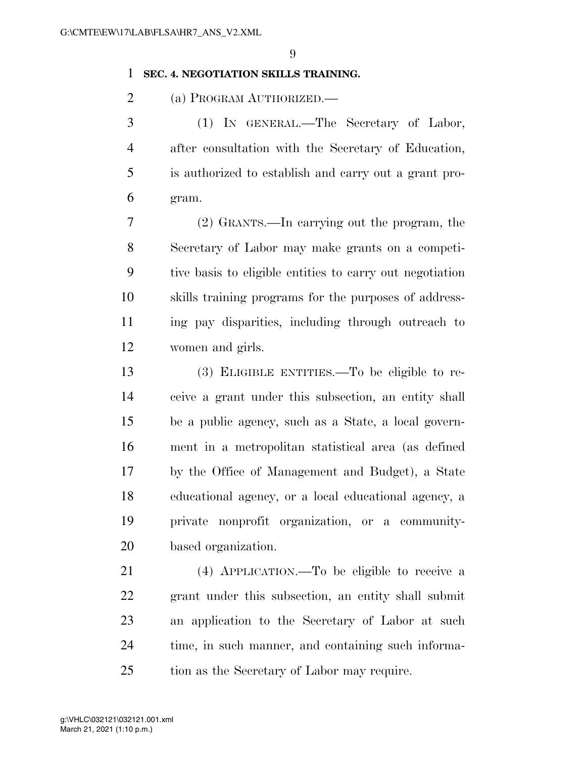**SEC. 4. NEGOTIATION SKILLS TRAINING.**

(a) PROGRAM AUTHORIZED.—

(1) IN GENERAL.—The Secretary of Labor, after consultation with the Secretary of Education, is authorized to establish and carry out a grant program.

(2) GRANTS.—In carrying out the program, the Secretary of Labor may make grants on a competitive basis to eligible entities to carry out negotiation skills training programs for the purposes of addressing pay disparities, including through outreach to women and girls.

(3) ELIGIBLE ENTITIES.—To be eligible to receive a grant under this subsection, an entity shall be a public agency, such as a State, a local government in a metropolitan statistical area (as defined by the Office of Management and Budget), a State educational agency, or a local educational agency, a private nonprofit organization, or a community-based organization.

(4) APPLICATION.—To be eligible to receive a grant under this subsection, an entity shall submit an application to the Secretary of Labor at such time, in such manner, and containing such information as the Secretary of Labor may require.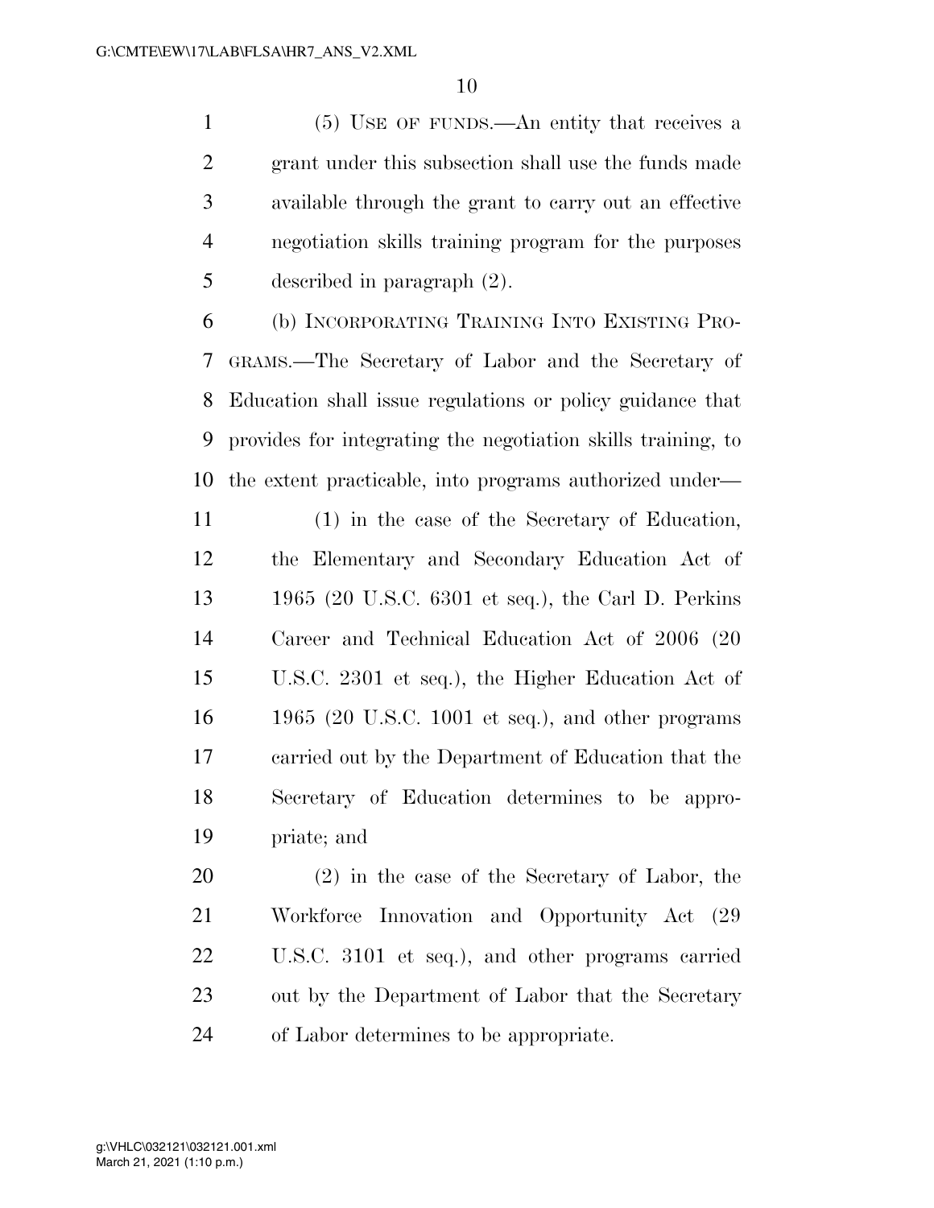(5) USE OF FUNDS.—An entity that receives a grant under this subsection shall use the funds made available through the grant to carry out an effective negotiation skills training program for the purposes described in paragraph (2).

(b) INCORPORATING TRAINING INTO EXISTING PROGRAMS.—The Secretary of Labor and the Secretary of Education shall issue regulations or policy guidance that provides for integrating the negotiation skills training, to the extent practicable, into programs authorized under—

(1) in the case of the Secretary of Education, the Elementary and Secondary Education Act of 1965 (20 U.S.C. 6301 et seq.), the Carl D. Perkins Career and Technical Education Act of 2006 (20 U.S.C. 2301 et seq.), the Higher Education Act of 1965 (20 U.S.C. 1001 et seq.), and other programs carried out by the Department of Education that the Secretary of Education determines to be appropriate; and

(2) in the case of the Secretary of Labor, the Workforce Innovation and Opportunity Act (29 U.S.C. 3101 et seq.), and other programs carried out by the Department of Labor that the Secretary of Labor determines to be appropriate.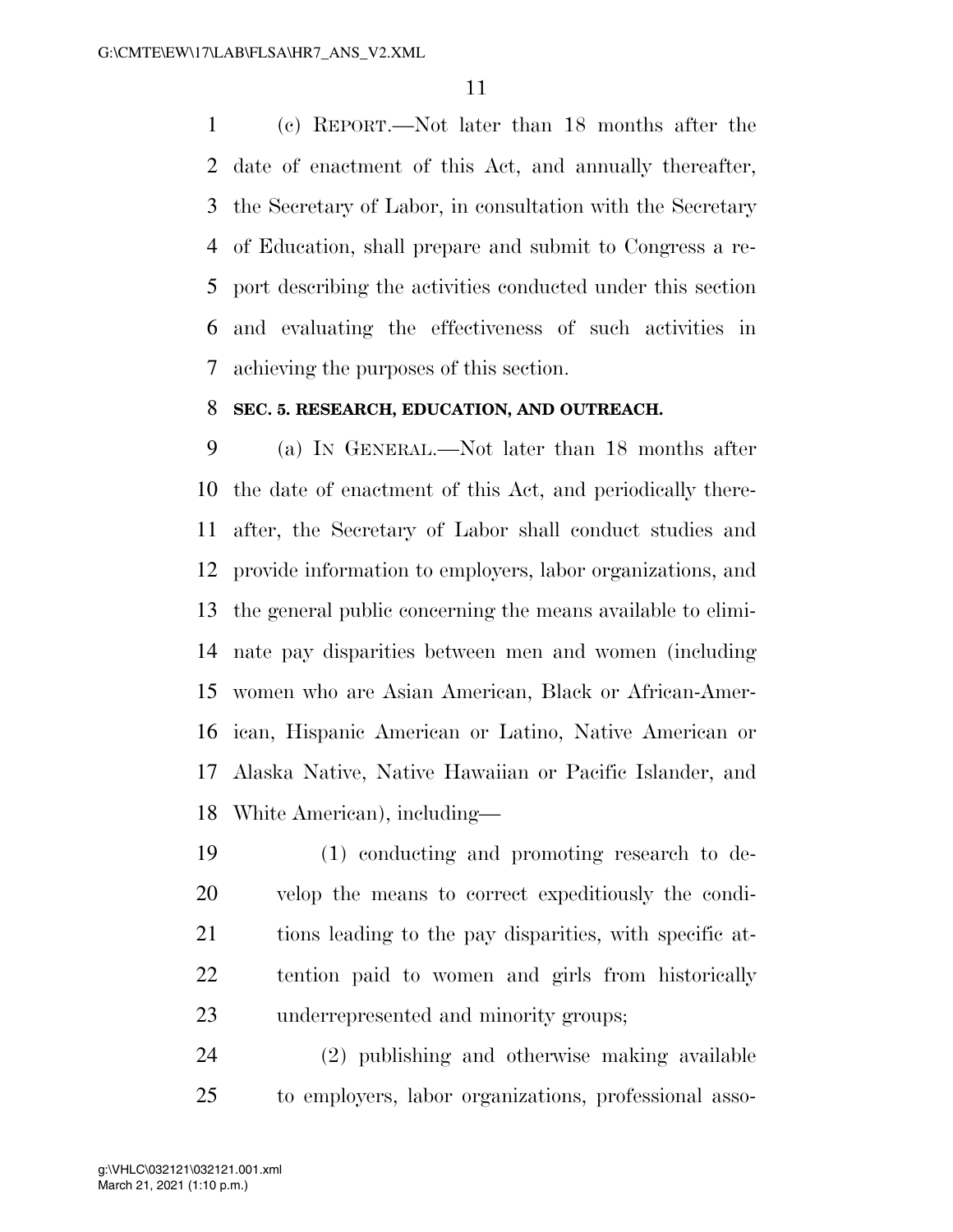(c) REPORT.—Not later than 18 months after the date of enactment of this Act, and annually thereafter, the Secretary of Labor, in consultation with the Secretary of Education, shall prepare and submit to Congress a report describing the activities conducted under this section and evaluating the effectiveness of such activities in achieving the purposes of this section.

**SEC. 5. RESEARCH, EDUCATION, AND OUTREACH.**

(a) IN GENERAL.—Not later than 18 months after the date of enactment of this Act, and periodically thereafter, the Secretary of Labor shall conduct studies and provide information to employers, labor organizations, and the general public concerning the means available to eliminate pay disparities between men and women (including women who are Asian American, Black or African-American, Hispanic American or Latino, Native American or Alaska Native, Native Hawaiian or Pacific Islander, and White American), including—

(1) conducting and promoting research to develop the means to correct expeditiously the conditions leading to the pay disparities, with specific attention paid to women and girls from historically underrepresented and minority groups;

(2) publishing and otherwise making available to employers, labor organizations, professional asso-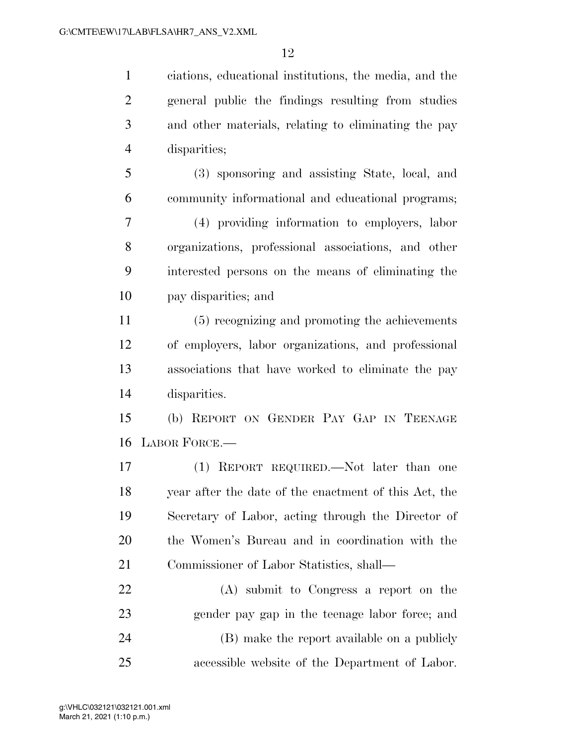ciations, educational institutions, the media, and the general public the findings resulting from studies and other materials, relating to eliminating the pay disparities;

(3) sponsoring and assisting State, local, and community informational and educational programs;

(4) providing information to employers, labor organizations, professional associations, and other interested persons on the means of eliminating the pay disparities; and

(5) recognizing and promoting the achievements of employers, labor organizations, and professional associations that have worked to eliminate the pay disparities.

(b) REPORT ON GENDER PAY GAP IN TEENAGE LABOR FORCE.—

(1) REPORT REQUIRED.—Not later than one year after the date of the enactment of this Act, the Secretary of Labor, acting through the Director of the Women's Bureau and in coordination with the Commissioner of Labor Statistics, shall—

(A) submit to Congress a report on the gender pay gap in the teenage labor force; and

(B) make the report available on a publicly accessible website of the Department of Labor.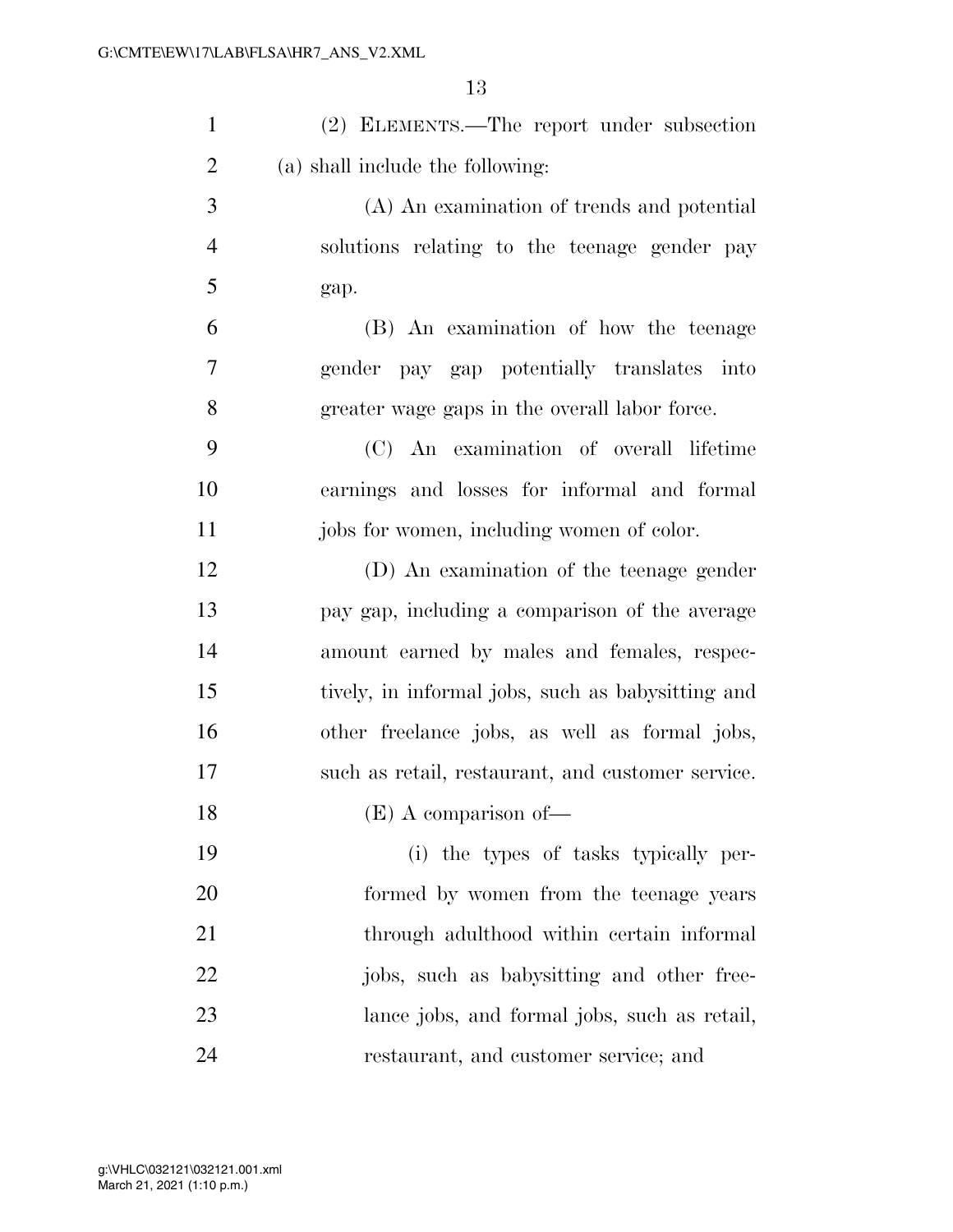(2) ELEMENTS.—The report under subsection (a) shall include the following:

(A) An examination of trends and potential solutions relating to the teenage gender pay gap.

(B) An examination of how the teenage gender pay gap potentially translates into greater wage gaps in the overall labor force.

(C) An examination of overall lifetime earnings and losses for informal and formal jobs for women, including women of color.

(D) An examination of the teenage gender pay gap, including a comparison of the average amount earned by males and females, respectively, in informal jobs, such as babysitting and other freelance jobs, as well as formal jobs, such as retail, restaurant, and customer service.

(E) A comparison of—

(i) the types of tasks typically performed by women from the teenage years through adulthood within certain informal jobs, such as babysitting and other freelance jobs, and formal jobs, such as retail, restaurant, and customer service; and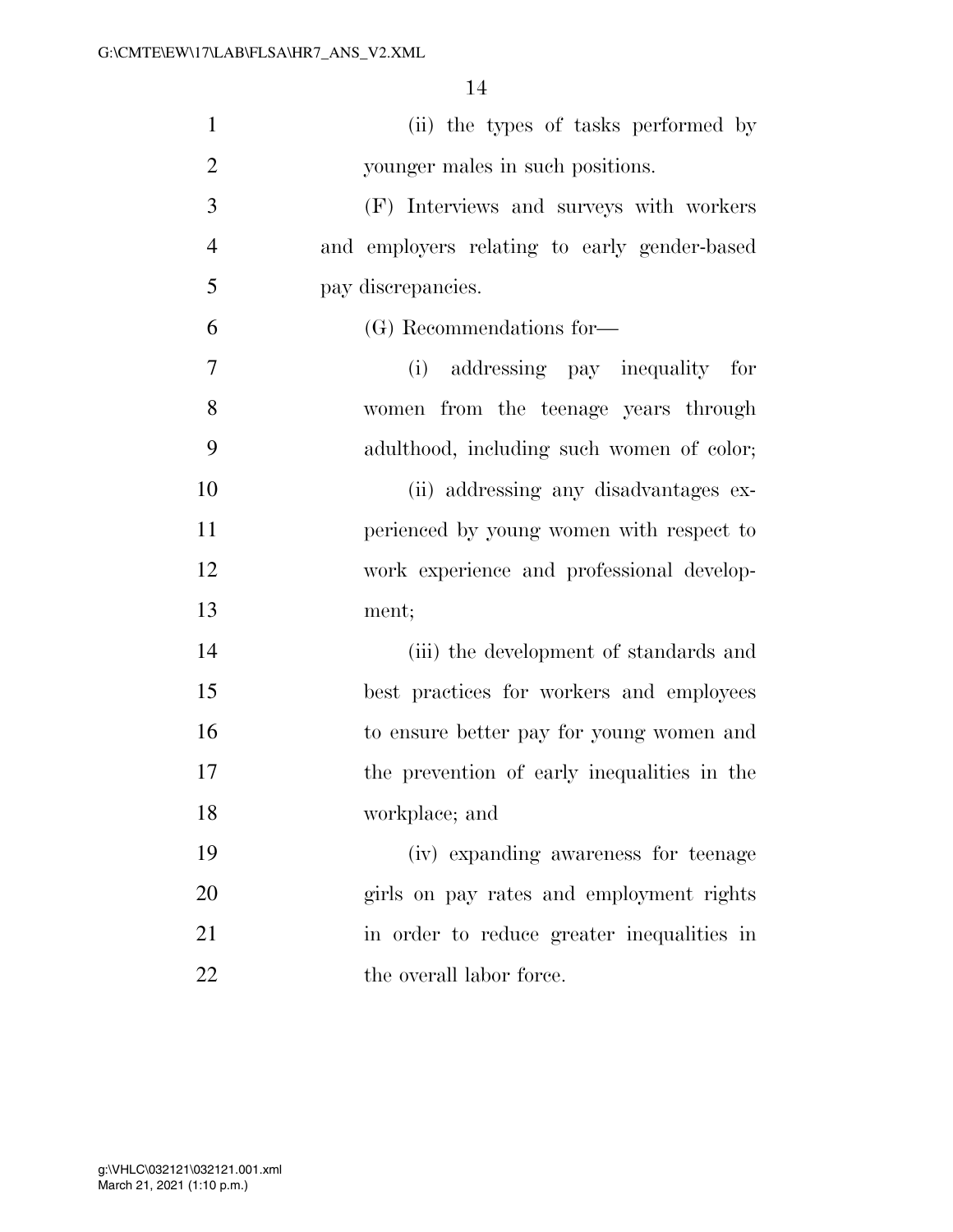(ii) the types of tasks performed by younger males in such positions.

(F) Interviews and surveys with workers and employers relating to early gender-based pay discrepancies.

(G) Recommendations for—

(i) addressing pay inequality for women from the teenage years through adulthood, including such women of color;

(ii) addressing any disadvantages experienced by young women with respect to work experience and professional development;

(iii) the development of standards and best practices for workers and employees to ensure better pay for young women and the prevention of early inequalities in the workplace; and

(iv) expanding awareness for teenage girls on pay rates and employment rights in order to reduce greater inequalities in the overall labor force.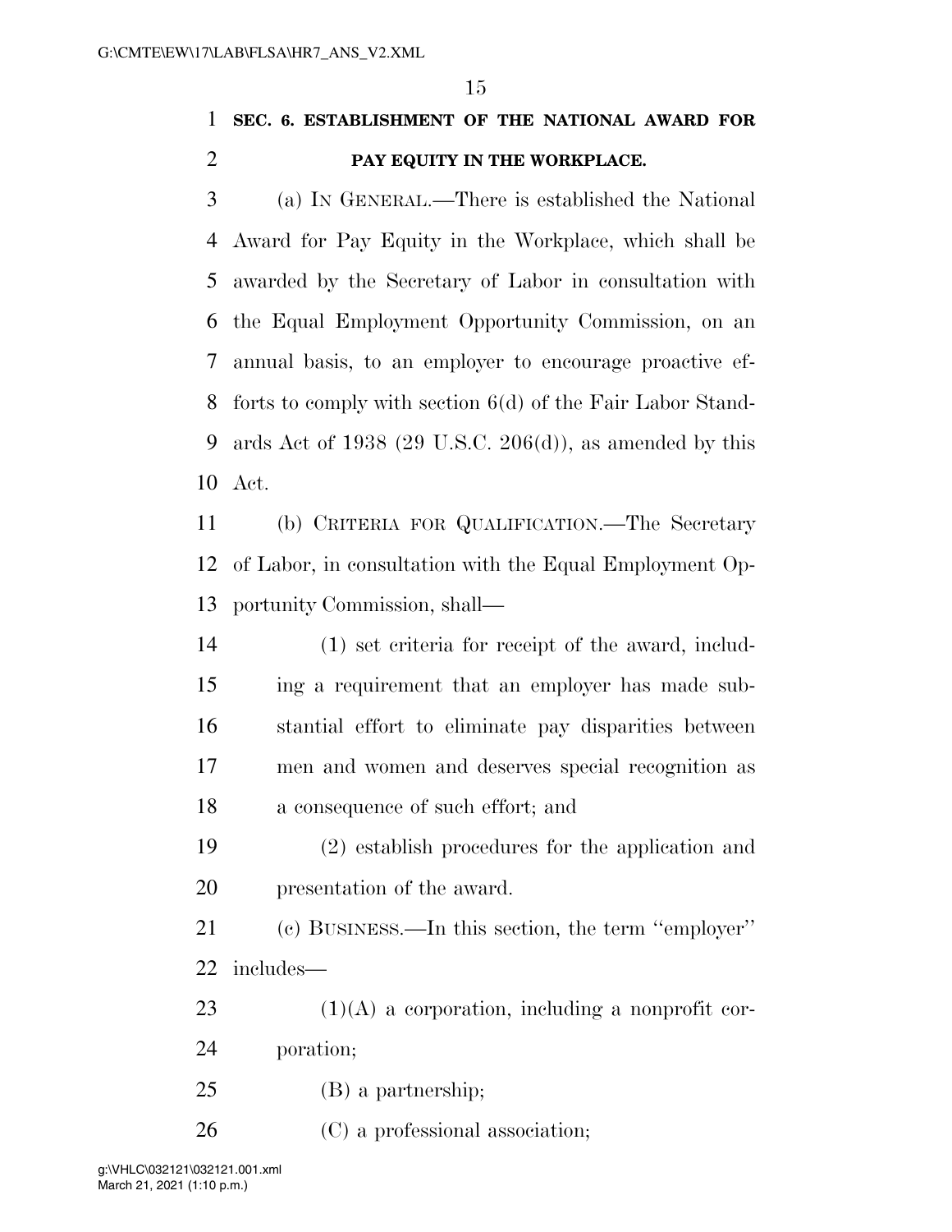**SEC. 6. ESTABLISHMENT OF THE NATIONAL AWARD FOR PAY EQUITY IN THE WORKPLACE.**

(a) IN GENERAL.—There is established the National Award for Pay Equity in the Workplace, which shall be awarded by the Secretary of Labor in consultation with the Equal Employment Opportunity Commission, on an annual basis, to an employer to encourage proactive efforts to comply with section 6(d) of the Fair Labor Standards Act of 1938 (29 U.S.C. 206(d)), as amended by this Act.

(b) CRITERIA FOR QUALIFICATION.—The Secretary of Labor, in consultation with the Equal Employment Opportunity Commission, shall—

(1) set criteria for receipt of the award, including a requirement that an employer has made substantial effort to eliminate pay disparities between men and women and deserves special recognition as a consequence of such effort; and

(2) establish procedures for the application and presentation of the award.

(c) BUSINESS.—In this section, the term ''employer'' includes—

(1)(A) a corporation, including a nonprofit corporation;

(B) a partnership;

(C) a professional association;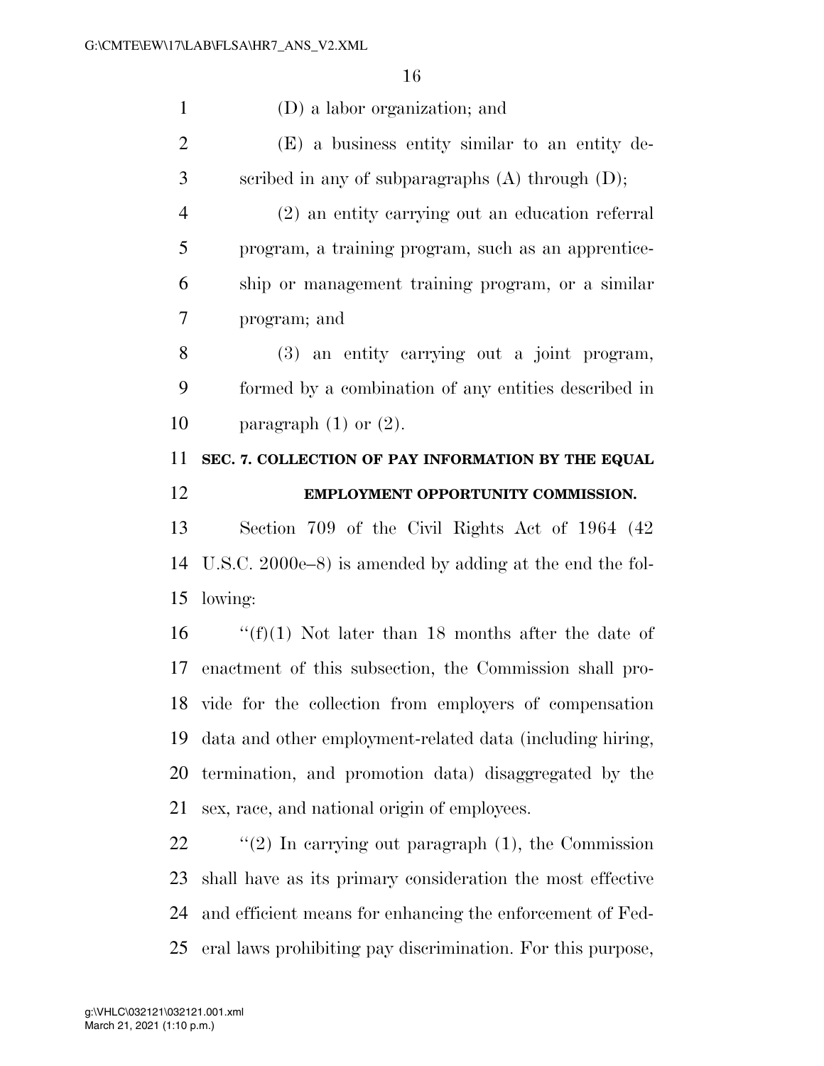(D) a labor organization; and

(E) a business entity similar to an entity described in any of subparagraphs (A) through (D);

(2) an entity carrying out an education referral program, a training program, such as an apprenticeship or management training program, or a similar program; and

(3) an entity carrying out a joint program, formed by a combination of any entities described in paragraph (1) or (2).

**SEC. 7. COLLECTION OF PAY INFORMATION BY THE EQUAL EMPLOYMENT OPPORTUNITY COMMISSION.**

Section 709 of the Civil Rights Act of 1964 (42 U.S.C. 2000e–8) is amended by adding at the end the following:

''(f)(1) Not later than 18 months after the date of enactment of this subsection, the Commission shall provide for the collection from employers of compensation data and other employment-related data (including hiring, termination, and promotion data) disaggregated by the sex, race, and national origin of employees.

''(2) In carrying out paragraph (1), the Commission shall have as its primary consideration the most effective and efficient means for enhancing the enforcement of Federal laws prohibiting pay discrimination. For this purpose,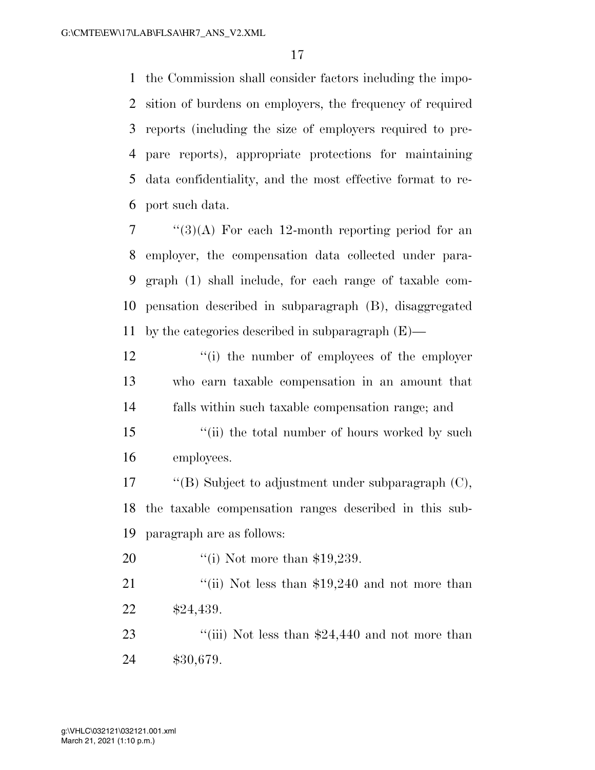the Commission shall consider factors including the imposition of burdens on employers, the frequency of required reports (including the size of employers required to prepare reports), appropriate protections for maintaining data confidentiality, and the most effective format to report such data.

''(3)(A) For each 12-month reporting period for an employer, the compensation data collected under paragraph (1) shall include, for each range of taxable compensation described in subparagraph (B), disaggregated by the categories described in subparagraph (E)—

''(i) the number of employees of the employer who earn taxable compensation in an amount that falls within such taxable compensation range; and

''(ii) the total number of hours worked by such employees.

''(B) Subject to adjustment under subparagraph (C), the taxable compensation ranges described in this subparagraph are as follows:

''(i) Not more than $19,239.

''(ii) Not less than $19,240 and not more than $24,439.

''(iii) Not less than $24,440 and not more than $30,679.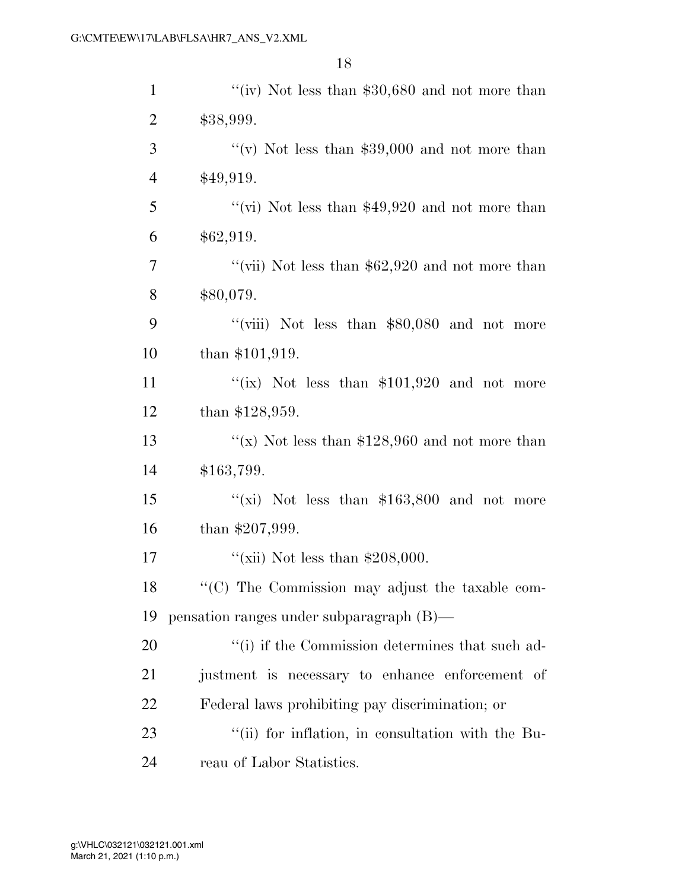''(iv) Not less than $30,680 and not more than $38,999.

''(v) Not less than $39,000 and not more than $49,919.

''(vi) Not less than $49,920 and not more than $62,919.

''(vii) Not less than $62,920 and not more than $80,079.

''(viii) Not less than $80,080 and not more than $101,919.

''(ix) Not less than $101,920 and not more than $128,959.

''(x) Not less than $128,960 and not more than $163,799.

''(xi) Not less than $163,800 and not more than $207,999.

''(xii) Not less than $208,000.

''(C) The Commission may adjust the taxable compensation ranges under subparagraph (B)—

''(i) if the Commission determines that such adjustment is necessary to enhance enforcement of Federal laws prohibiting pay discrimination; or

''(ii) for inflation, in consultation with the Bureau of Labor Statistics.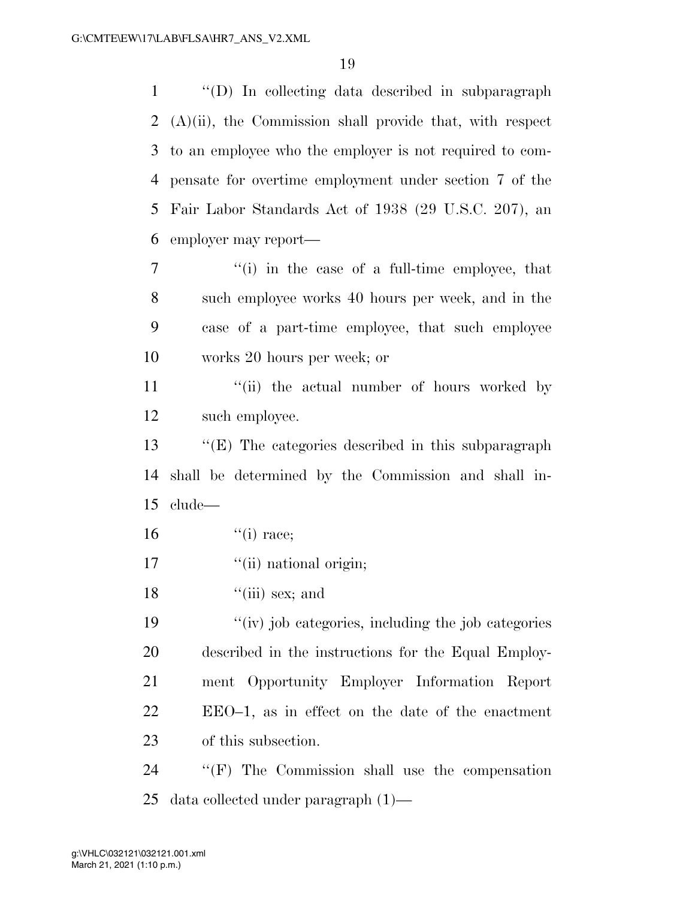''(D) In collecting data described in subparagraph (A)(ii), the Commission shall provide that, with respect to an employee who the employer is not required to compensate for overtime employment under section 7 of the Fair Labor Standards Act of 1938 (29 U.S.C. 207), an employer may report—

''(i) in the case of a full-time employee, that such employee works 40 hours per week, and in the case of a part-time employee, that such employee works 20 hours per week; or

''(ii) the actual number of hours worked by such employee.

''(E) The categories described in this subparagraph shall be determined by the Commission and shall include—

''(i) race;

''(ii) national origin;

''(iii) sex; and

''(iv) job categories, including the job categories described in the instructions for the Equal Employment Opportunity Employer Information Report EEO–1, as in effect on the date of the enactment of this subsection.

''(F) The Commission shall use the compensation data collected under paragraph (1)—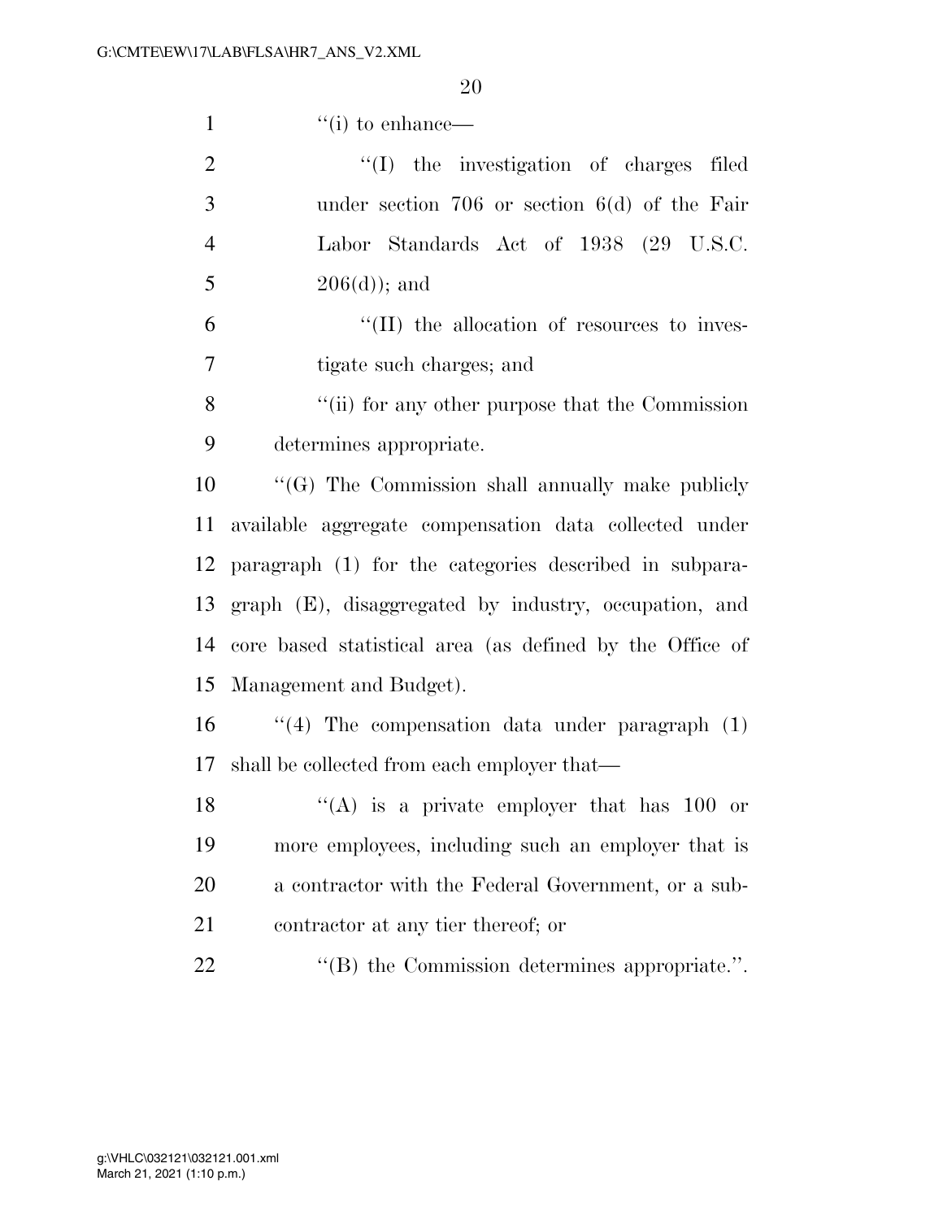''(i) to enhance—

''(I) the investigation of charges filed under section 706 or section 6(d) of the Fair Labor Standards Act of 1938 (29 U.S.C. 206(d)); and

''(II) the allocation of resources to investigate such charges; and

''(ii) for any other purpose that the Commission determines appropriate.

''(G) The Commission shall annually make publicly available aggregate compensation data collected under paragraph (1) for the categories described in subparagraph (E), disaggregated by industry, occupation, and core based statistical area (as defined by the Office of Management and Budget).

''(4) The compensation data under paragraph (1) shall be collected from each employer that—

''(A) is a private employer that has 100 or more employees, including such an employer that is a contractor with the Federal Government, or a subcontractor at any tier thereof; or

''(B) the Commission determines appropriate.''.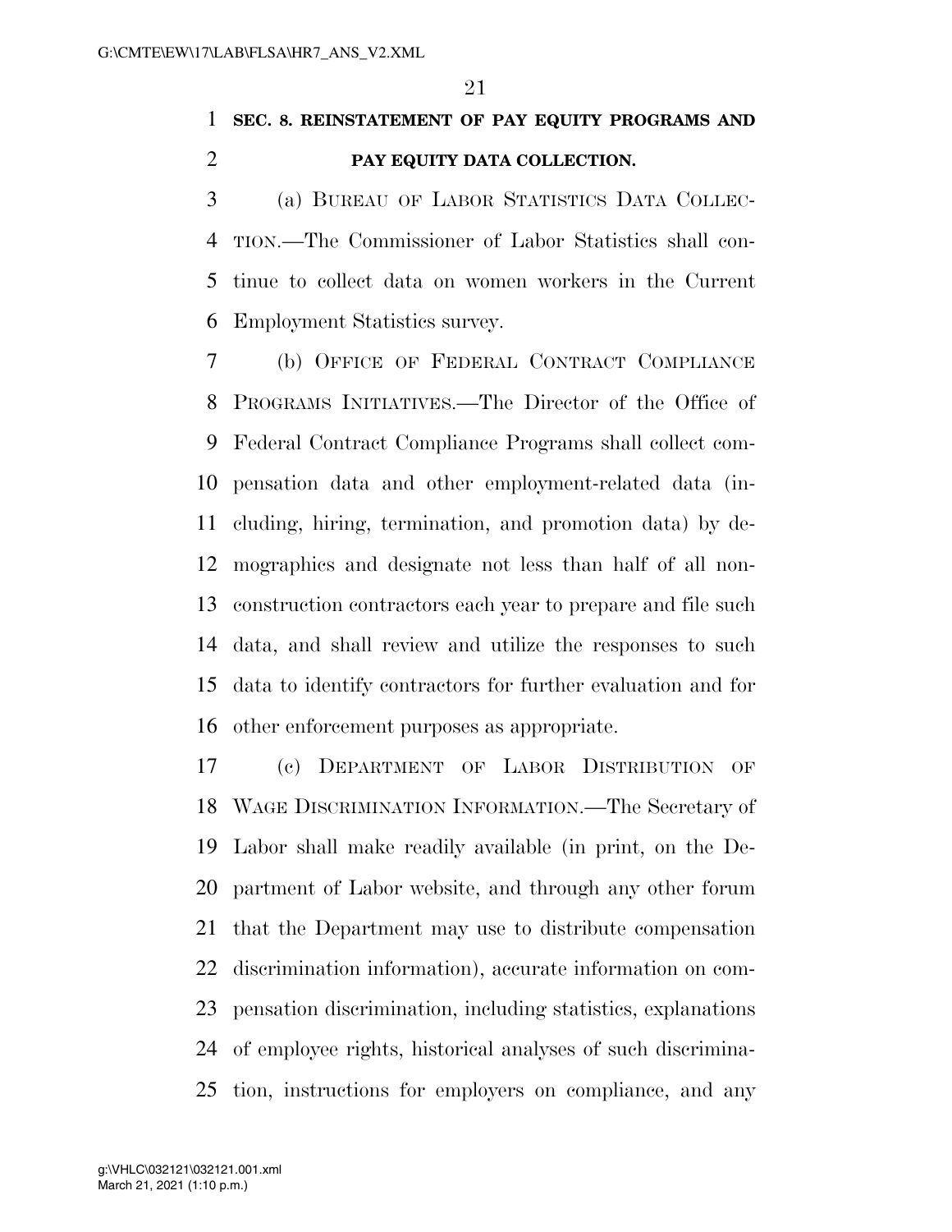## SEC. 8. REINSTATEMENT OF PAY EQUITY PROGRAMS AND PAY EQUITY DATA COLLECTION.

(a) BUREAU OF LABOR STATISTICS DATA COLLECTION.—The Commissioner of Labor Statistics shall continue to collect data on women workers in the Current Employment Statistics survey.

(b) OFFICE OF FEDERAL CONTRACT COMPLIANCE PROGRAMS INITIATIVES.—The Director of the Office of Federal Contract Compliance Programs shall collect compensation data and other employment-related data (including, hiring, termination, and promotion data) by demographics and designate not less than half of all nonconstruction contractors each year to prepare and file such data, and shall review and utilize the responses to such data to identify contractors for further evaluation and for other enforcement purposes as appropriate.

(c) DEPARTMENT OF LABOR DISTRIBUTION OF WAGE DISCRIMINATION INFORMATION.—The Secretary of Labor shall make readily available (in print, on the Department of Labor website, and through any other forum that the Department may use to distribute compensation discrimination information), accurate information on compensation discrimination, including statistics, explanations of employee rights, historical analyses of such discrimination, instructions for employers on compliance, and any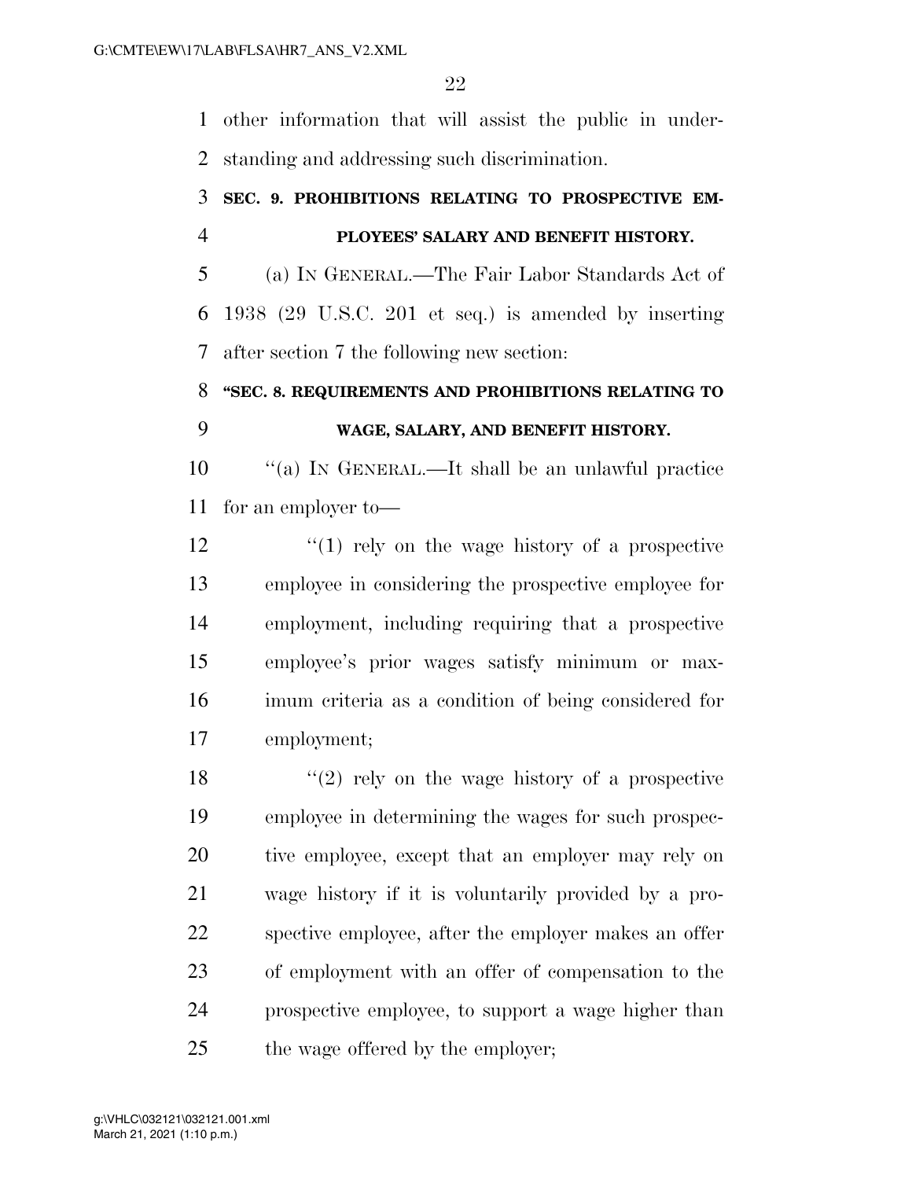other information that will assist the public in understanding and addressing such discrimination.

**SEC. 9. PROHIBITIONS RELATING TO PROSPECTIVE EMPLOYEES' SALARY AND BENEFIT HISTORY.**

(a) IN GENERAL.—The Fair Labor Standards Act of 1938 (29 U.S.C. 201 et seq.) is amended by inserting after section 7 the following new section:

**"SEC. 8. REQUIREMENTS AND PROHIBITIONS RELATING TO WAGE, SALARY, AND BENEFIT HISTORY.**

"(a) IN GENERAL.—It shall be an unlawful practice for an employer to—

"(1) rely on the wage history of a prospective employee in considering the prospective employee for employment, including requiring that a prospective employee's prior wages satisfy minimum or maximum criteria as a condition of being considered for employment;

"(2) rely on the wage history of a prospective employee in determining the wages for such prospective employee, except that an employer may rely on wage history if it is voluntarily provided by a prospective employee, after the employer makes an offer of employment with an offer of compensation to the prospective employee, to support a wage higher than the wage offered by the employer;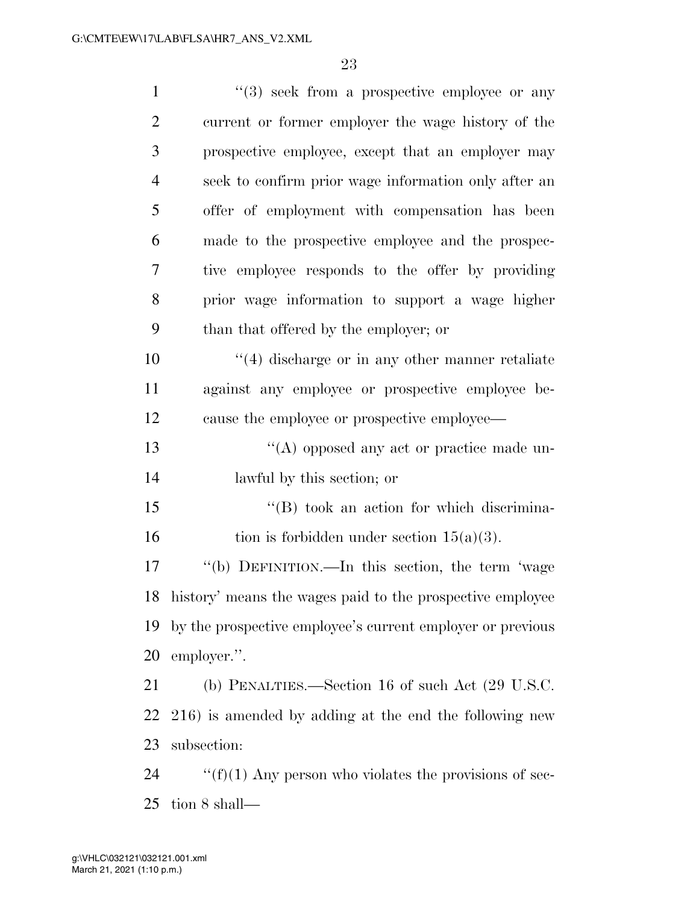"(3) seek from a prospective employee or any current or former employer the wage history of the prospective employee, except that an employer may seek to confirm prior wage information only after an offer of employment with compensation has been made to the prospective employee and the prospective employee responds to the offer by providing prior wage information to support a wage higher than that offered by the employer; or

"(4) discharge or in any other manner retaliate against any employee or prospective employee because the employee or prospective employee—

"(A) opposed any act or practice made unlawful by this section; or

"(B) took an action for which discrimination is forbidden under section 15(a)(3).

"(b) DEFINITION.—In this section, the term 'wage history' means the wages paid to the prospective employee by the prospective employee's current employer or previous employer.".

(b) PENALTIES.—Section 16 of such Act (29 U.S.C. 216) is amended by adding at the end the following new subsection:

"(f)(1) Any person who violates the provisions of section 8 shall—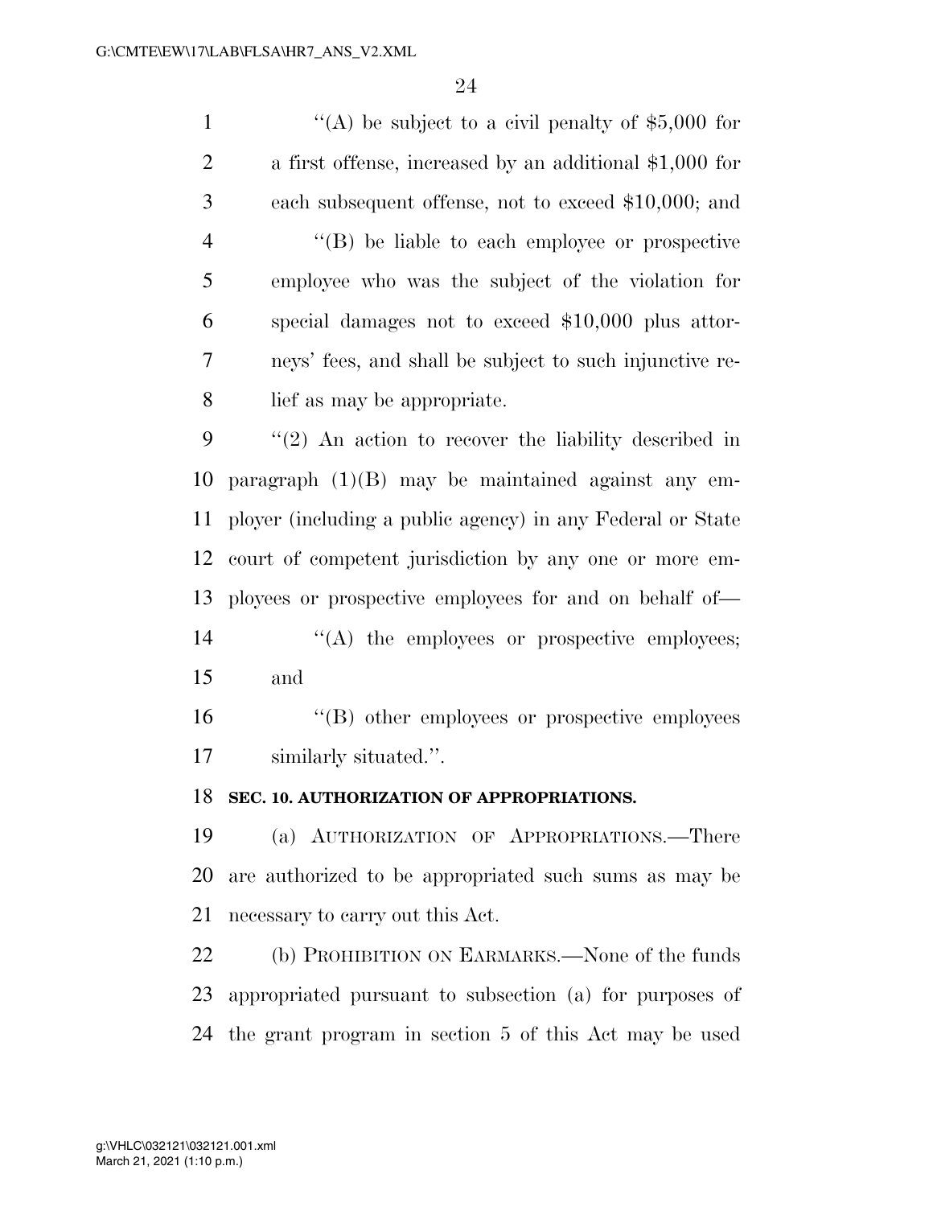''(A) be subject to a civil penalty of $5,000 for a first offense, increased by an additional $1,000 for each subsequent offense, not to exceed $10,000; and

''(B) be liable to each employee or prospective employee who was the subject of the violation for special damages not to exceed $10,000 plus attorneys' fees, and shall be subject to such injunctive relief as may be appropriate.

''(2) An action to recover the liability described in paragraph (1)(B) may be maintained against any employer (including a public agency) in any Federal or State court of competent jurisdiction by any one or more employees or prospective employees for and on behalf of—

''(A) the employees or prospective employees; and

''(B) other employees or prospective employees similarly situated.''.

**SEC. 10. AUTHORIZATION OF APPROPRIATIONS.**

(a) AUTHORIZATION OF APPROPRIATIONS.—There are authorized to be appropriated such sums as may be necessary to carry out this Act.

(b) PROHIBITION ON EARMARKS.—None of the funds appropriated pursuant to subsection (a) for purposes of the grant program in section 5 of this Act may be used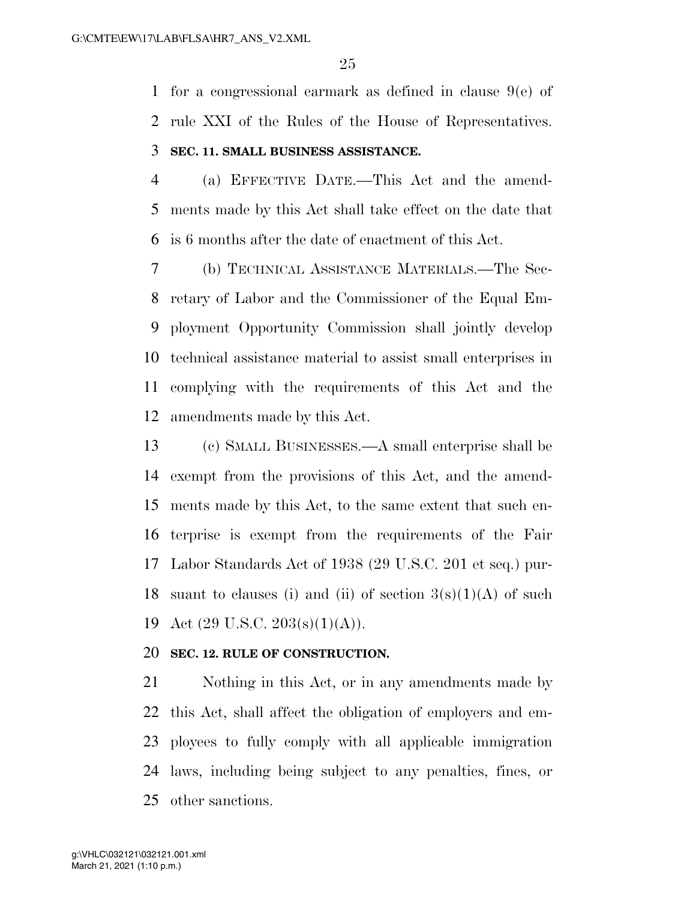for a congressional earmark as defined in clause 9(e) of rule XXI of the Rules of the House of Representatives.

**SEC. 11. SMALL BUSINESS ASSISTANCE.**

(a) EFFECTIVE DATE.—This Act and the amendments made by this Act shall take effect on the date that is 6 months after the date of enactment of this Act.

(b) TECHNICAL ASSISTANCE MATERIALS.—The Secretary of Labor and the Commissioner of the Equal Employment Opportunity Commission shall jointly develop technical assistance material to assist small enterprises in complying with the requirements of this Act and the amendments made by this Act.

(c) SMALL BUSINESSES.—A small enterprise shall be exempt from the provisions of this Act, and the amendments made by this Act, to the same extent that such enterprise is exempt from the requirements of the Fair Labor Standards Act of 1938 (29 U.S.C. 201 et seq.) pursuant to clauses (i) and (ii) of section 3(s)(1)(A) of such Act (29 U.S.C. 203(s)(1)(A)).

**SEC. 12. RULE OF CONSTRUCTION.**

Nothing in this Act, or in any amendments made by this Act, shall affect the obligation of employers and employees to fully comply with all applicable immigration laws, including being subject to any penalties, fines, or other sanctions.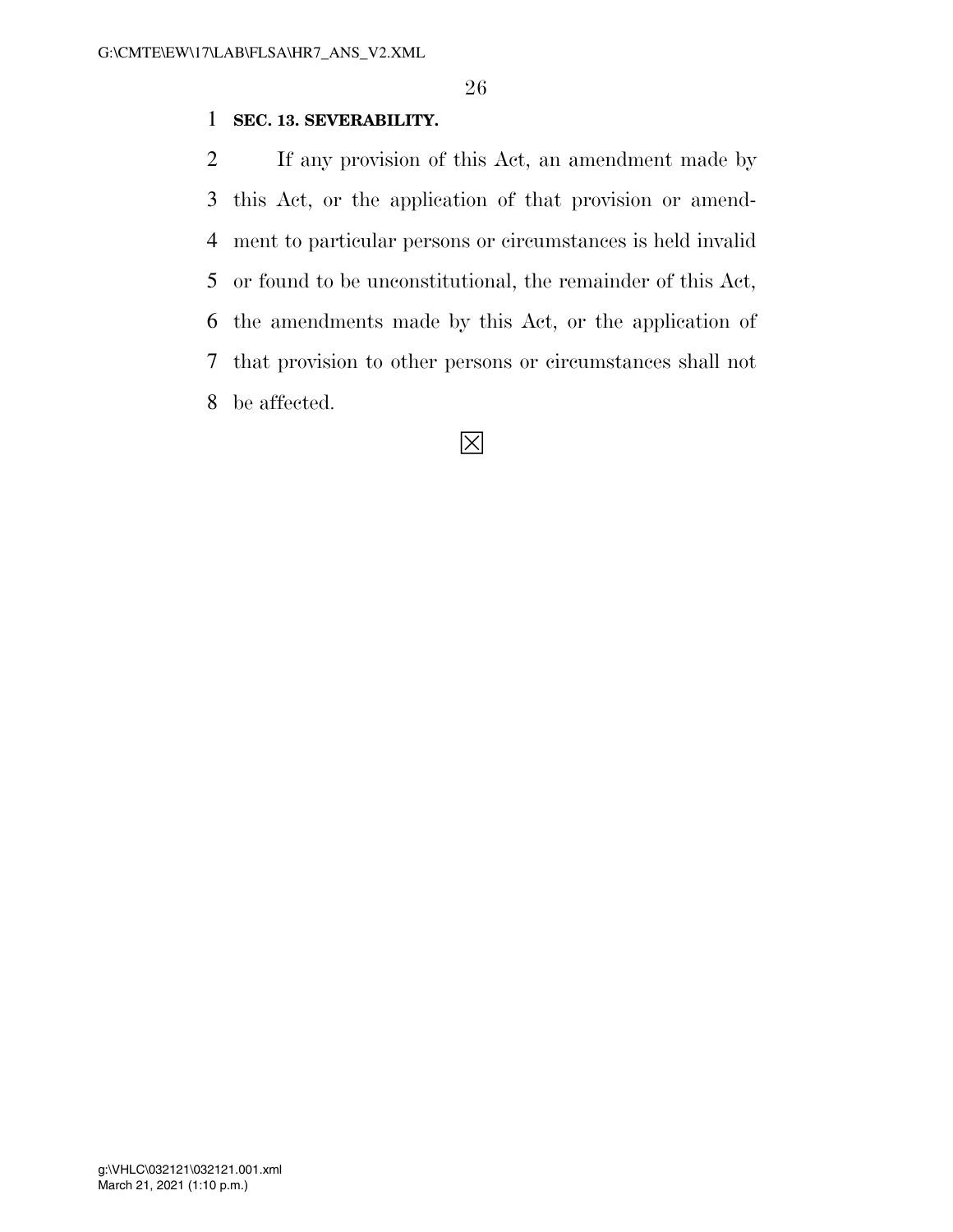**SEC. 13. SEVERABILITY.**

If any provision of this Act, an amendment made by this Act, or the application of that provision or amendment to particular persons or circumstances is held invalid or found to be unconstitutional, the remainder of this Act, the amendments made by this Act, or the application of that provision to other persons or circumstances shall not be affected.